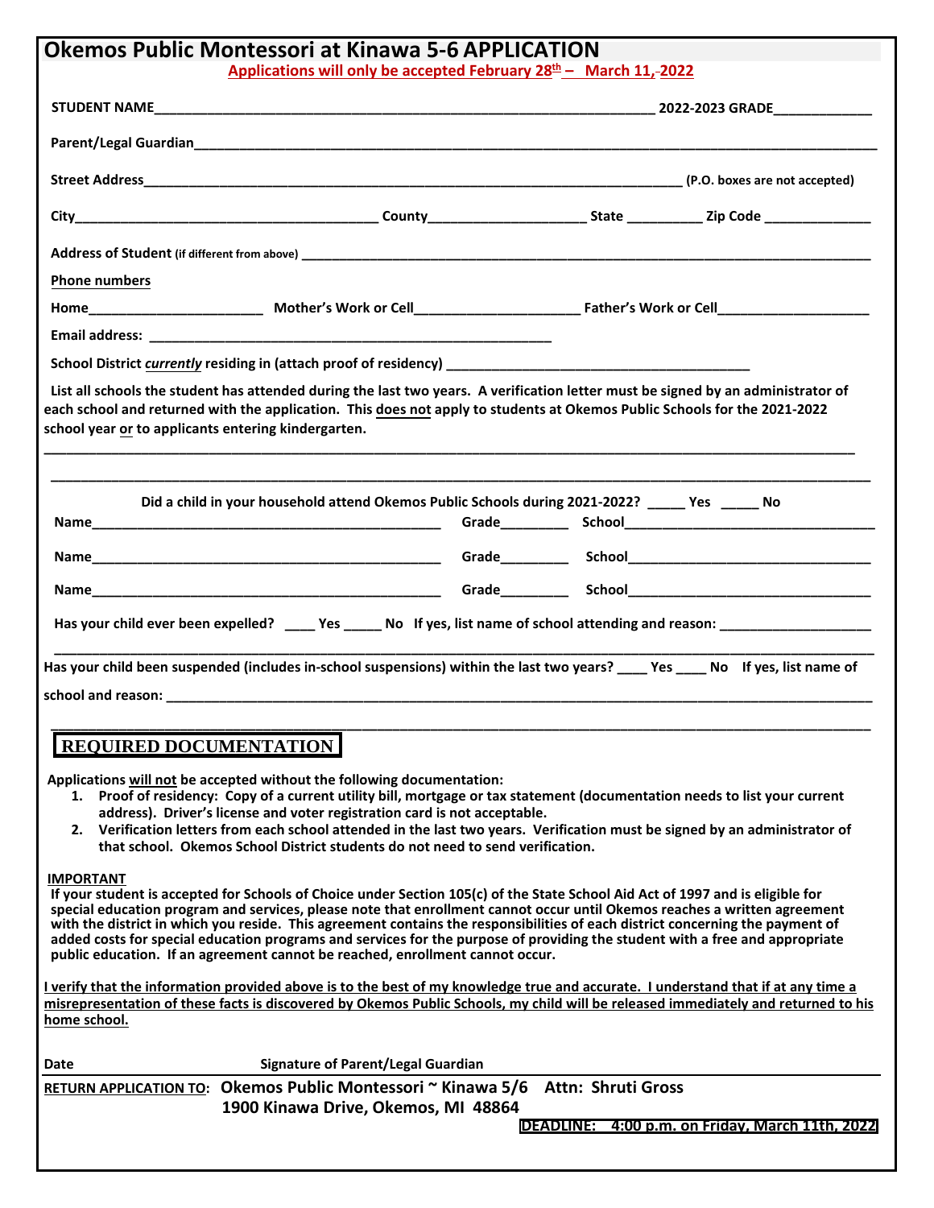# Okemos Public Montessori at Kinawa 5-6 APPLICATION

**Applications will only be accepted February 28th – March 11, 2022**

**STUDENT NAME**_______________________________________________ **2022-2023 GRADE**__________

**Parent/Legal Guardian**_______________________________________________________________

**Street Address**_______________________________________________ **(P.O. boxes are not accepted)**

**City**______________________________ **County**_______________ **State** ________ **Zip Code** ___________

**Address of Student** (if different from above) ___________________________________________________

**Phone numbers**

**Home**__________________ **Mother's Work or Cell**_________________ **Father's Work or Cell**________________

**Email address:** ___________________________________________

**School District *currently* residing in (attach proof of residency)** ________________________________

**List all schools the student has attended during the last two years. A verification letter must be signed by an administrator of each school and returned with the application. This does not apply to students at Okemos Public Schools for the 2021-2022 school year or to applicants entering kindergarten.**

____________________________________________________________________________________

____________________________________________________________________________________

**Did a child in your household attend Okemos Public Schools during 2021-2022?** _____ **Yes** _____ **No**

**Name**______________________________________ **Grade**________ **School**___________________________

**Name**______________________________________ **Grade**________ **School**___________________________

**Name**______________________________________ **Grade**________ **School**___________________________

**Has your child ever been expelled?** ____ **Yes** _____ **No If yes, list name of school attending and reason:** ________________

____________________________________________________________________________________

**Has your child been suspended (includes in-school suspensions) within the last two years?** ____ **Yes** ____ **No If yes, list name of school and reason:** ___________________________________________________________

____________________________________________________________________________________

## REQUIRED DOCUMENTATION

**Applications will not be accepted without the following documentation:**

1. **Proof of residency: Copy of a current utility bill, mortgage or tax statement (documentation needs to list your current address). Driver's license and voter registration card is not acceptable.**
2. **Verification letters from each school attended in the last two years. Verification must be signed by an administrator of that school. Okemos School District students do not need to send verification.**

**IMPORTANT**

**If your student is accepted for Schools of Choice under Section 105(c) of the State School Aid Act of 1997 and is eligible for special education program and services, please note that enrollment cannot occur until Okemos reaches a written agreement with the district in which you reside. This agreement contains the responsibilities of each district concerning the payment of added costs for special education programs and services for the purpose of providing the student with a free and appropriate public education. If an agreement cannot be reached, enrollment cannot occur.**

**I verify that the information provided above is to the best of my knowledge true and accurate. I understand that if at any time a misrepresentation of these facts is discovered by Okemos Public Schools, my child will be released immediately and returned to his home school.**

**Date** **Signature of Parent/Legal Guardian**

**RETURN APPLICATION TO: Okemos Public Montessori ~ Kinawa 5/6 Attn: Shruti Gross**
**1900 Kinawa Drive, Okemos, MI 48864**

**DEADLINE: 4:00 p.m. on Friday, March 11th, 2022**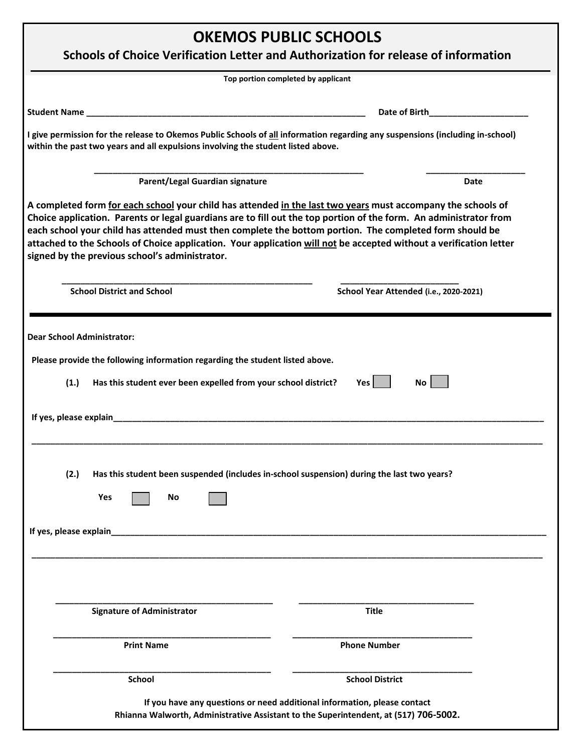# OKEMOS PUBLIC SCHOOLS

## Schools of Choice Verification Letter and Authorization for release of information

**Top portion completed by applicant**

**Student Name** ______________________________ **Date of Birth**____________________

**I give permission for the release to Okemos Public Schools of all information regarding any suspensions (including in-school) within the past two years and all expulsions involving the student listed above.**

______________________________ **Parent/Legal Guardian signature** ____________________ **Date**

**A completed form for each school your child has attended in the last two years must accompany the schools of Choice application. Parents or legal guardians are to fill out the top portion of the form. An administrator from each school your child has attended must then complete the bottom portion. The completed form should be attached to the Schools of Choice application. Your application will not be accepted without a verification letter signed by the previous school's administrator.**

______________________________ **School District and School** ____________________ **School Year Attended** (i.e., 2020-2021)

---

**Dear School Administrator:**

**Please provide the following information regarding the student listed above.**

**(1.)** **Has this student ever been expelled from your school district?** **Yes** ☐ **No** ☐

**If yes, please explain**________________________________________________________________

________________________________________________________________

**(2.)** **Has this student been suspended (includes in-school suspension) during the last two years?**

**Yes** ☐ **No** ☐

**If yes, please explain**________________________________________________________________

________________________________________________________________

______________________________ **Signature of Administrator** ______________________________ **Title**

______________________________ **Print Name** ______________________________ **Phone Number**

______________________________ **School** ______________________________ **School District**

**If you have any questions or need additional information, please contact Rhianna Walworth, Administrative Assistant to the Superintendent, at (517) 706-5002.**